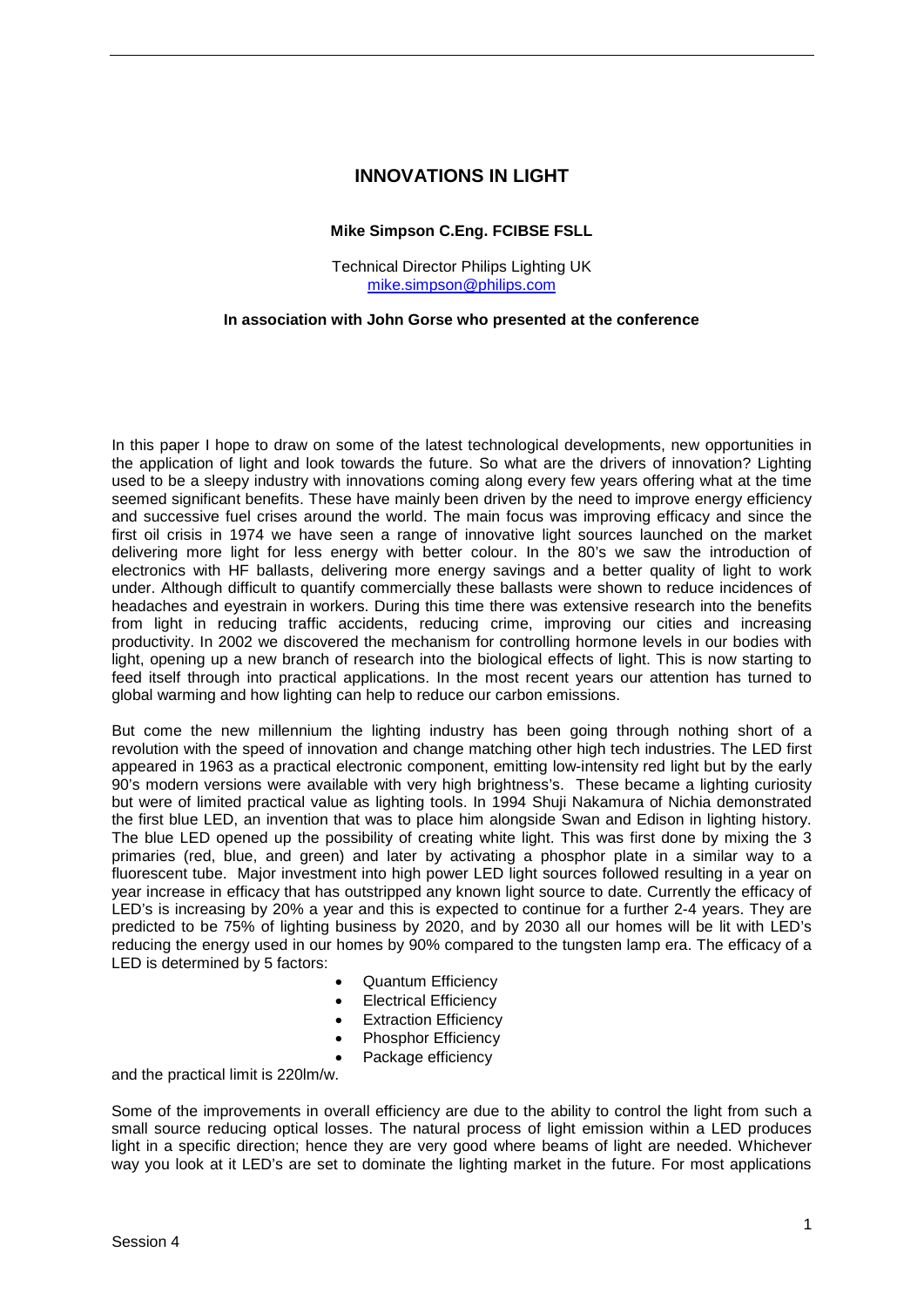# INNOVATIONS IN LIGHT

**Mike Simpson C.Eng. FCIBSE FSLL**

Technical Director Philips Lighting UK
mike.simpson@philips.com

**In association with John Gorse who presented at the conference**

In this paper I hope to draw on some of the latest technological developments, new opportunities in the application of light and look towards the future. So what are the drivers of innovation? Lighting used to be a sleepy industry with innovations coming along every few years offering what at the time seemed significant benefits. These have mainly been driven by the need to improve energy efficiency and successive fuel crises around the world. The main focus was improving efficacy and since the first oil crisis in 1974 we have seen a range of innovative light sources launched on the market delivering more light for less energy with better colour. In the 80's we saw the introduction of electronics with HF ballasts, delivering more energy savings and a better quality of light to work under. Although difficult to quantify commercially these ballasts were shown to reduce incidences of headaches and eyestrain in workers. During this time there was extensive research into the benefits from light in reducing traffic accidents, reducing crime, improving our cities and increasing productivity. In 2002 we discovered the mechanism for controlling hormone levels in our bodies with light, opening up a new branch of research into the biological effects of light. This is now starting to feed itself through into practical applications. In the most recent years our attention has turned to global warming and how lighting can help to reduce our carbon emissions.

But come the new millennium the lighting industry has been going through nothing short of a revolution with the speed of innovation and change matching other high tech industries. The LED first appeared in 1963 as a practical electronic component, emitting low-intensity red light but by the early 90's modern versions were available with very high brightness's. These became a lighting curiosity but were of limited practical value as lighting tools. In 1994 Shuji Nakamura of Nichia demonstrated the first blue LED, an invention that was to place him alongside Swan and Edison in lighting history. The blue LED opened up the possibility of creating white light. This was first done by mixing the 3 primaries (red, blue, and green) and later by activating a phosphor plate in a similar way to a fluorescent tube. Major investment into high power LED light sources followed resulting in a year on year increase in efficacy that has outstripped any known light source to date. Currently the efficacy of LED's is increasing by 20% a year and this is expected to continue for a further 2-4 years. They are predicted to be 75% of lighting business by 2020, and by 2030 all our homes will be lit with LED's reducing the energy used in our homes by 90% compared to the tungsten lamp era. The efficacy of a LED is determined by 5 factors:

- Quantum Efficiency
- Electrical Efficiency
- Extraction Efficiency
- Phosphor Efficiency
- Package efficiency

and the practical limit is 220lm/w.

Some of the improvements in overall efficiency are due to the ability to control the light from such a small source reducing optical losses. The natural process of light emission within a LED produces light in a specific direction; hence they are very good where beams of light are needed. Whichever way you look at it LED's are set to dominate the lighting market in the future. For most applications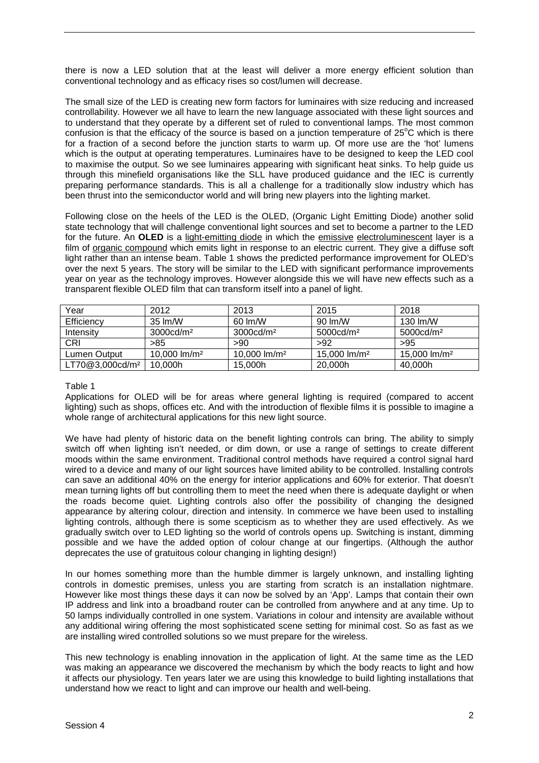there is now a LED solution that at the least will deliver a more energy efficient solution than conventional technology and as efficacy rises so cost/lumen will decrease.

The small size of the LED is creating new form factors for luminaires with size reducing and increased controllability. However we all have to learn the new language associated with these light sources and to understand that they operate by a different set of ruled to conventional lamps. The most common confusion is that the efficacy of the source is based on a junction temperature of 25°C which is there for a fraction of a second before the junction starts to warm up. Of more use are the 'hot' lumens which is the output at operating temperatures. Luminaires have to be designed to keep the LED cool to maximise the output. So we see luminaires appearing with significant heat sinks. To help guide us through this minefield organisations like the SLL have produced guidance and the IEC is currently preparing performance standards. This is all a challenge for a traditionally slow industry which has been thrust into the semiconductor world and will bring new players into the lighting market.

Following close on the heels of the LED is the OLED, (Organic Light Emitting Diode) another solid state technology that will challenge conventional light sources and set to become a partner to the LED for the future. An **OLED** is a light-emitting diode in which the emissive electroluminescent layer is a film of organic compound which emits light in response to an electric current. They give a diffuse soft light rather than an intense beam. Table 1 shows the predicted performance improvement for OLED's over the next 5 years. The story will be similar to the LED with significant performance improvements year on year as the technology improves. However alongside this we will have new effects such as a transparent flexible OLED film that can transform itself into a panel of light.

| Year | 2012 | 2013 | 2015 | 2018 |
|---|---|---|---|---|
| Efficiency | 35 lm/W | 60 lm/W | 90 lm/W | 130 lm/W |
| Intensity | 3000cd/m² | 3000cd/m² | 5000cd/m² | 5000cd/m² |
| CRI | >85 | >90 | >92 | >95 |
| Lumen Output | 10,000 lm/m² | 10,000 lm/m² | 15,000 lm/m² | 15,000 lm/m² |
| LT70@3,000cd/m² | 10,000h | 15,000h | 20,000h | 40,000h |

Table 1

Applications for OLED will be for areas where general lighting is required (compared to accent lighting) such as shops, offices etc. And with the introduction of flexible films it is possible to imagine a whole range of architectural applications for this new light source.

We have had plenty of historic data on the benefit lighting controls can bring. The ability to simply switch off when lighting isn't needed, or dim down, or use a range of settings to create different moods within the same environment. Traditional control methods have required a control signal hard wired to a device and many of our light sources have limited ability to be controlled. Installing controls can save an additional 40% on the energy for interior applications and 60% for exterior. That doesn't mean turning lights off but controlling them to meet the need when there is adequate daylight or when the roads become quiet. Lighting controls also offer the possibility of changing the designed appearance by altering colour, direction and intensity. In commerce we have been used to installing lighting controls, although there is some scepticism as to whether they are used effectively. As we gradually switch over to LED lighting so the world of controls opens up. Switching is instant, dimming possible and we have the added option of colour change at our fingertips. (Although the author deprecates the use of gratuitous colour changing in lighting design!)

In our homes something more than the humble dimmer is largely unknown, and installing lighting controls in domestic premises, unless you are starting from scratch is an installation nightmare. However like most things these days it can now be solved by an 'App'. Lamps that contain their own IP address and link into a broadband router can be controlled from anywhere and at any time. Up to 50 lamps individually controlled in one system. Variations in colour and intensity are available without any additional wiring offering the most sophisticated scene setting for minimal cost. So as fast as we are installing wired controlled solutions so we must prepare for the wireless.

This new technology is enabling innovation in the application of light. At the same time as the LED was making an appearance we discovered the mechanism by which the body reacts to light and how it affects our physiology. Ten years later we are using this knowledge to build lighting installations that understand how we react to light and can improve our health and well-being.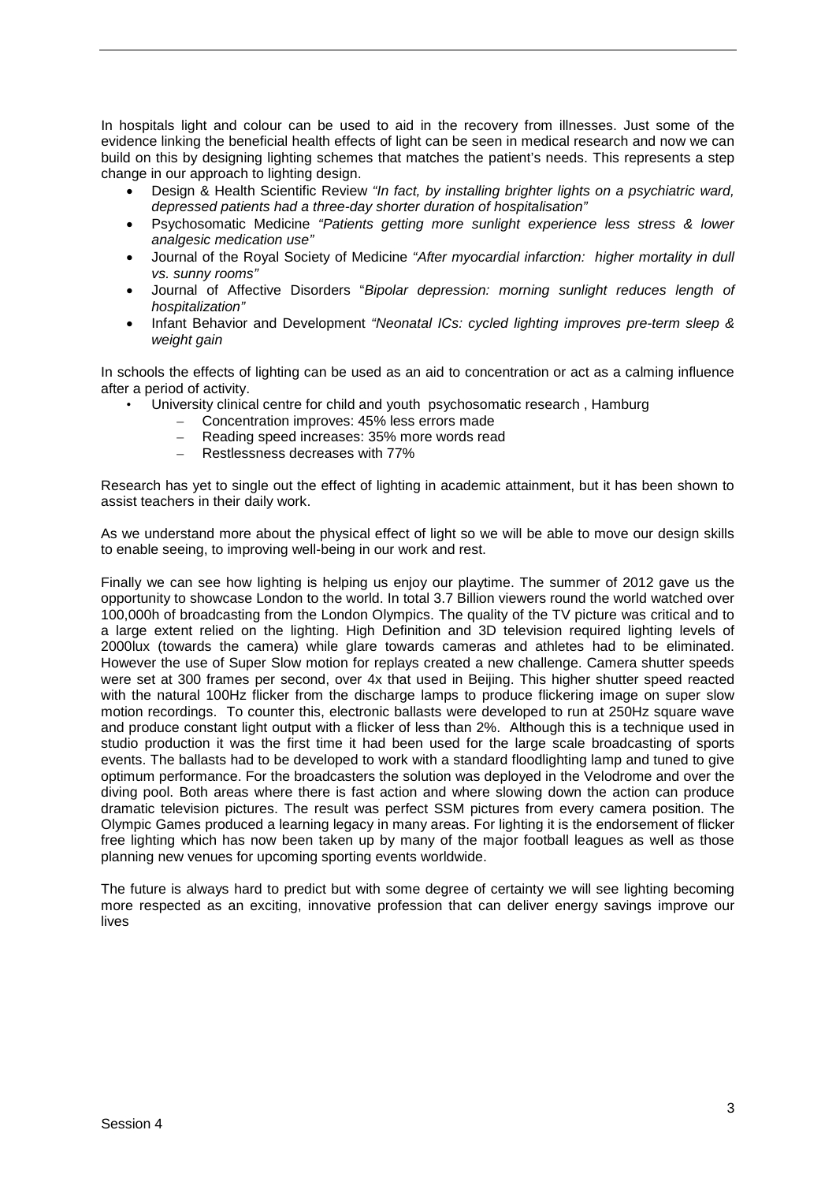In hospitals light and colour can be used to aid in the recovery from illnesses. Just some of the evidence linking the beneficial health effects of light can be seen in medical research and now we can build on this by designing lighting schemes that matches the patient's needs. This represents a step change in our approach to lighting design.

- Design & Health Scientific Review *"In fact, by installing brighter lights on a psychiatric ward, depressed patients had a three-day shorter duration of hospitalisation"*
- Psychosomatic Medicine *"Patients getting more sunlight experience less stress & lower analgesic medication use"*
- Journal of the Royal Society of Medicine *"After myocardial infarction: higher mortality in dull vs. sunny rooms"*
- Journal of Affective Disorders "*Bipolar depression: morning sunlight reduces length of hospitalization"*
- Infant Behavior and Development *"Neonatal ICs: cycled lighting improves pre-term sleep & weight gain*

In schools the effects of lighting can be used as an aid to concentration or act as a calming influence after a period of activity.

- University clinical centre for child and youth psychosomatic research , Hamburg
  - Concentration improves: 45% less errors made
  - Reading speed increases: 35% more words read
  - Restlessness decreases with 77%

Research has yet to single out the effect of lighting in academic attainment, but it has been shown to assist teachers in their daily work.

As we understand more about the physical effect of light so we will be able to move our design skills to enable seeing, to improving well-being in our work and rest.

Finally we can see how lighting is helping us enjoy our playtime. The summer of 2012 gave us the opportunity to showcase London to the world. In total 3.7 Billion viewers round the world watched over 100,000h of broadcasting from the London Olympics. The quality of the TV picture was critical and to a large extent relied on the lighting. High Definition and 3D television required lighting levels of 2000lux (towards the camera) while glare towards cameras and athletes had to be eliminated. However the use of Super Slow motion for replays created a new challenge. Camera shutter speeds were set at 300 frames per second, over 4x that used in Beijing. This higher shutter speed reacted with the natural 100Hz flicker from the discharge lamps to produce flickering image on super slow motion recordings. To counter this, electronic ballasts were developed to run at 250Hz square wave and produce constant light output with a flicker of less than 2%. Although this is a technique used in studio production it was the first time it had been used for the large scale broadcasting of sports events. The ballasts had to be developed to work with a standard floodlighting lamp and tuned to give optimum performance. For the broadcasters the solution was deployed in the Velodrome and over the diving pool. Both areas where there is fast action and where slowing down the action can produce dramatic television pictures. The result was perfect SSM pictures from every camera position. The Olympic Games produced a learning legacy in many areas. For lighting it is the endorsement of flicker free lighting which has now been taken up by many of the major football leagues as well as those planning new venues for upcoming sporting events worldwide.

The future is always hard to predict but with some degree of certainty we will see lighting becoming more respected as an exciting, innovative profession that can deliver energy savings improve our lives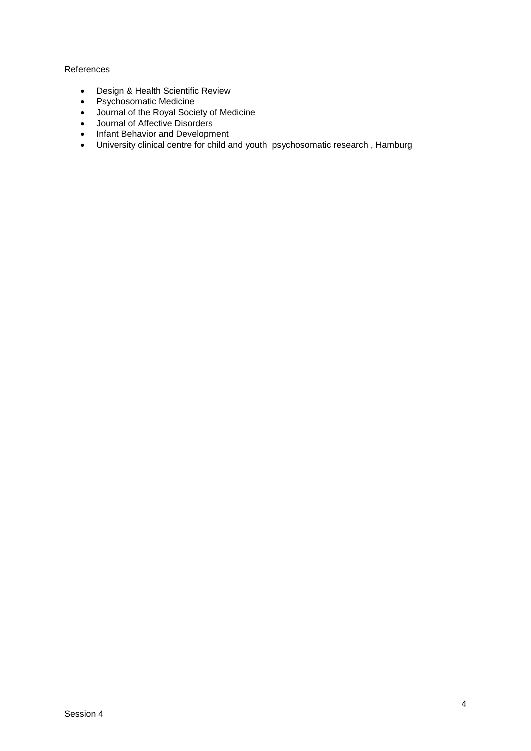References

- Design & Health Scientific Review
- Psychosomatic Medicine
- Journal of the Royal Society of Medicine
- Journal of Affective Disorders
- Infant Behavior and Development
- University clinical centre for child and youth psychosomatic research , Hamburg